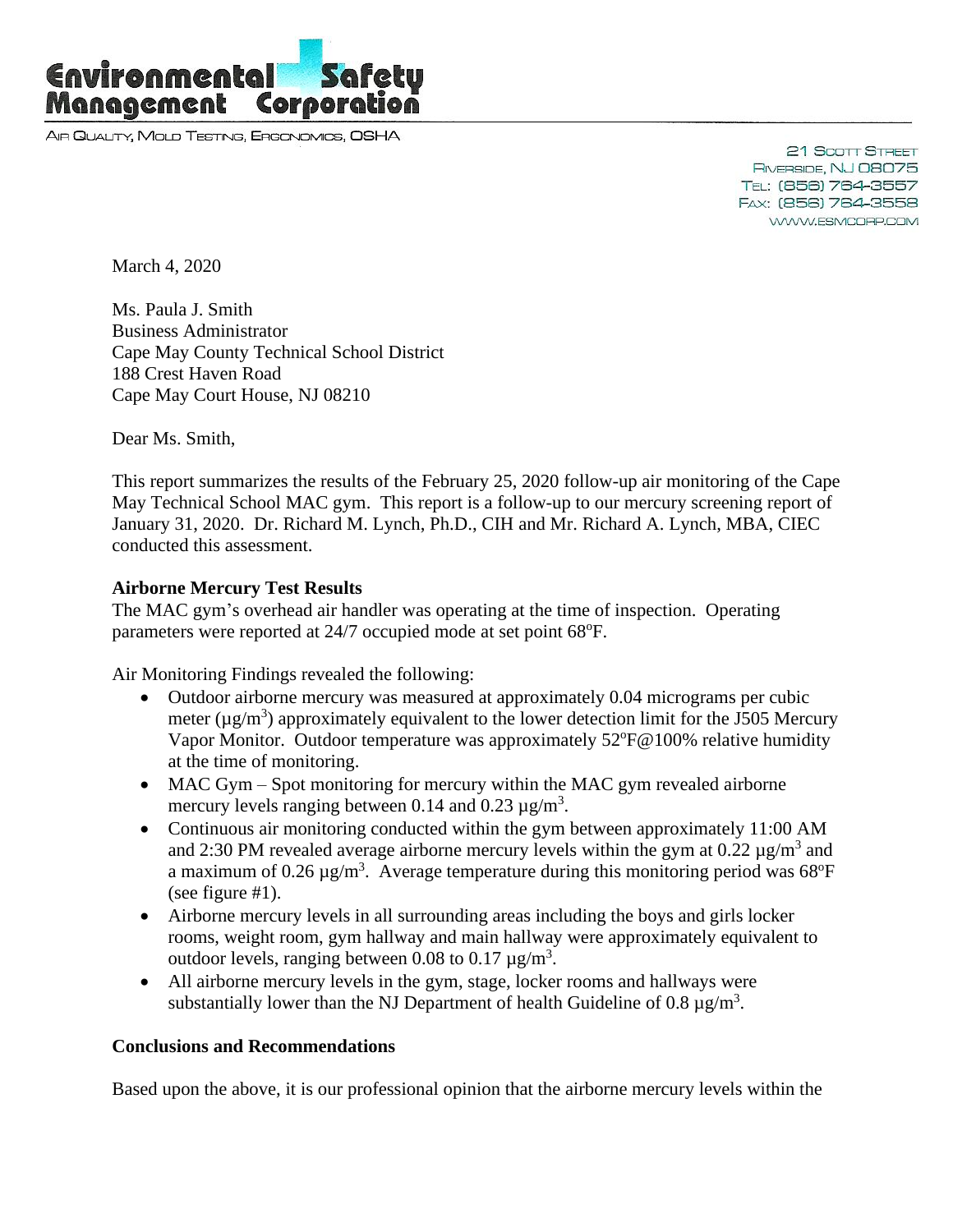# Environmental Safety Management Corporation

AIR QUALITY, MOLD TESTING, ERGONOMICS, OSHA

21 SCOTT STREET
RIVERSIDE, NJ 08075
TEL: (856) 764-3557
FAX: (856) 764-3558
WWW.ESMCORP.COM

March 4, 2020

Ms. Paula J. Smith
Business Administrator
Cape May County Technical School District
188 Crest Haven Road
Cape May Court House, NJ 08210

Dear Ms. Smith,

This report summarizes the results of the February 25, 2020 follow-up air monitoring of the Cape May Technical School MAC gym. This report is a follow-up to our mercury screening report of January 31, 2020. Dr. Richard M. Lynch, Ph.D., CIH and Mr. Richard A. Lynch, MBA, CIEC conducted this assessment.

**Airborne Mercury Test Results**

The MAC gym's overhead air handler was operating at the time of inspection. Operating parameters were reported at 24/7 occupied mode at set point 68°F.

Air Monitoring Findings revealed the following:

- Outdoor airborne mercury was measured at approximately 0.04 micrograms per cubic meter (µg/m$^3$) approximately equivalent to the lower detection limit for the J505 Mercury Vapor Monitor. Outdoor temperature was approximately 52°F@100% relative humidity at the time of monitoring.
- MAC Gym – Spot monitoring for mercury within the MAC gym revealed airborne mercury levels ranging between 0.14 and 0.23 µg/m$^3$.
- Continuous air monitoring conducted within the gym between approximately 11:00 AM and 2:30 PM revealed average airborne mercury levels within the gym at 0.22 µg/m$^3$ and a maximum of 0.26 µg/m$^3$. Average temperature during this monitoring period was 68°F (see figure #1).
- Airborne mercury levels in all surrounding areas including the boys and girls locker rooms, weight room, gym hallway and main hallway were approximately equivalent to outdoor levels, ranging between 0.08 to 0.17 µg/m$^3$.
- All airborne mercury levels in the gym, stage, locker rooms and hallways were substantially lower than the NJ Department of health Guideline of 0.8 µg/m$^3$.

**Conclusions and Recommendations**

Based upon the above, it is our professional opinion that the airborne mercury levels within the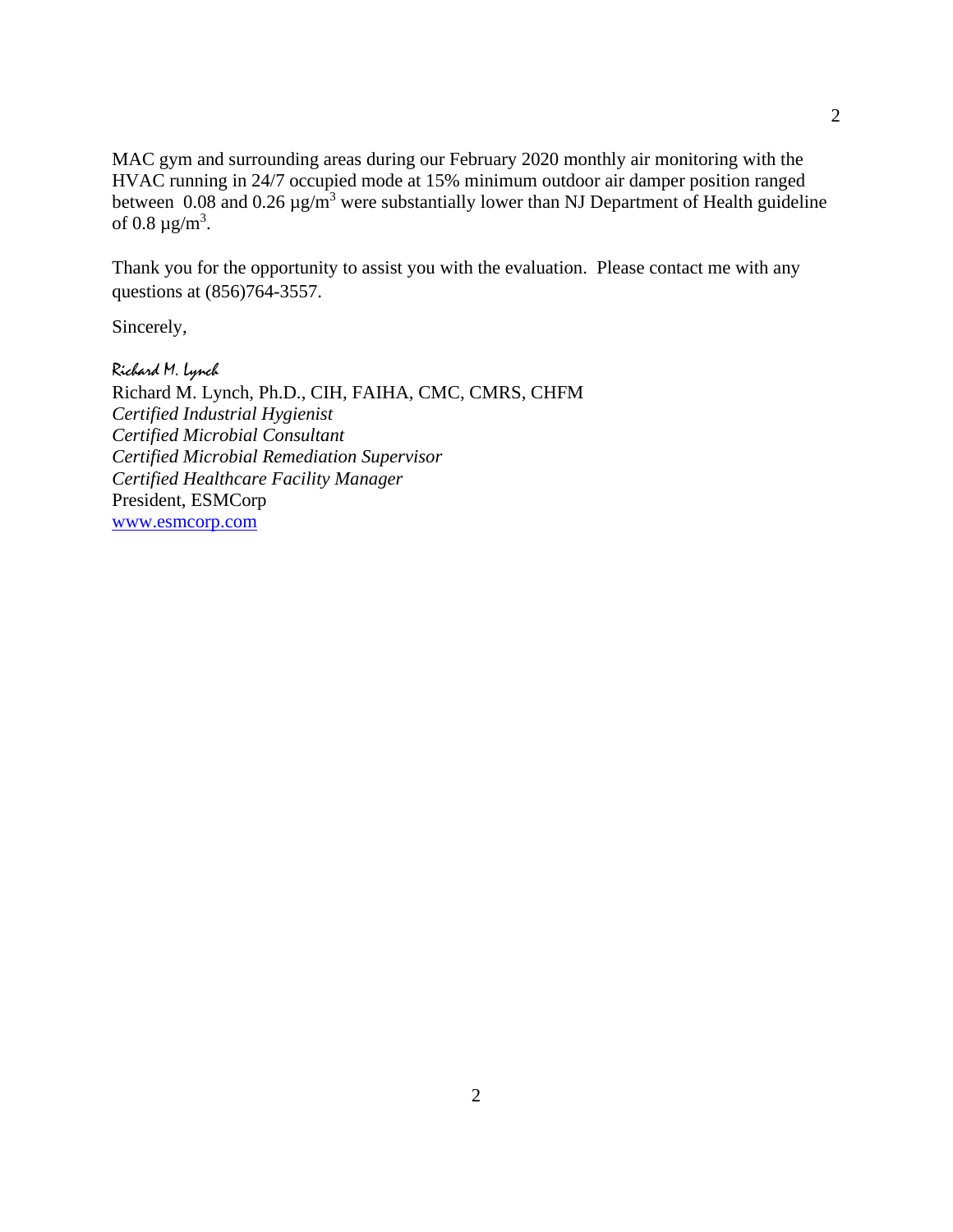MAC gym and surrounding areas during our February 2020 monthly air monitoring with the HVAC running in 24/7 occupied mode at 15% minimum outdoor air damper position ranged between 0.08 and 0.26 $\mu g/m^3$ were substantially lower than NJ Department of Health guideline of 0.8 $\mu g/m^3$.

Thank you for the opportunity to assist you with the evaluation. Please contact me with any questions at (856)764-3557.

Sincerely,

*Richard M. Lynch*
Richard M. Lynch, Ph.D., CIH, FAIHA, CMC, CMRS, CHFM
*Certified Industrial Hygienist*
*Certified Microbial Consultant*
*Certified Microbial Remediation Supervisor*
*Certified Healthcare Facility Manager*
President, ESMCorp
www.esmcorp.com